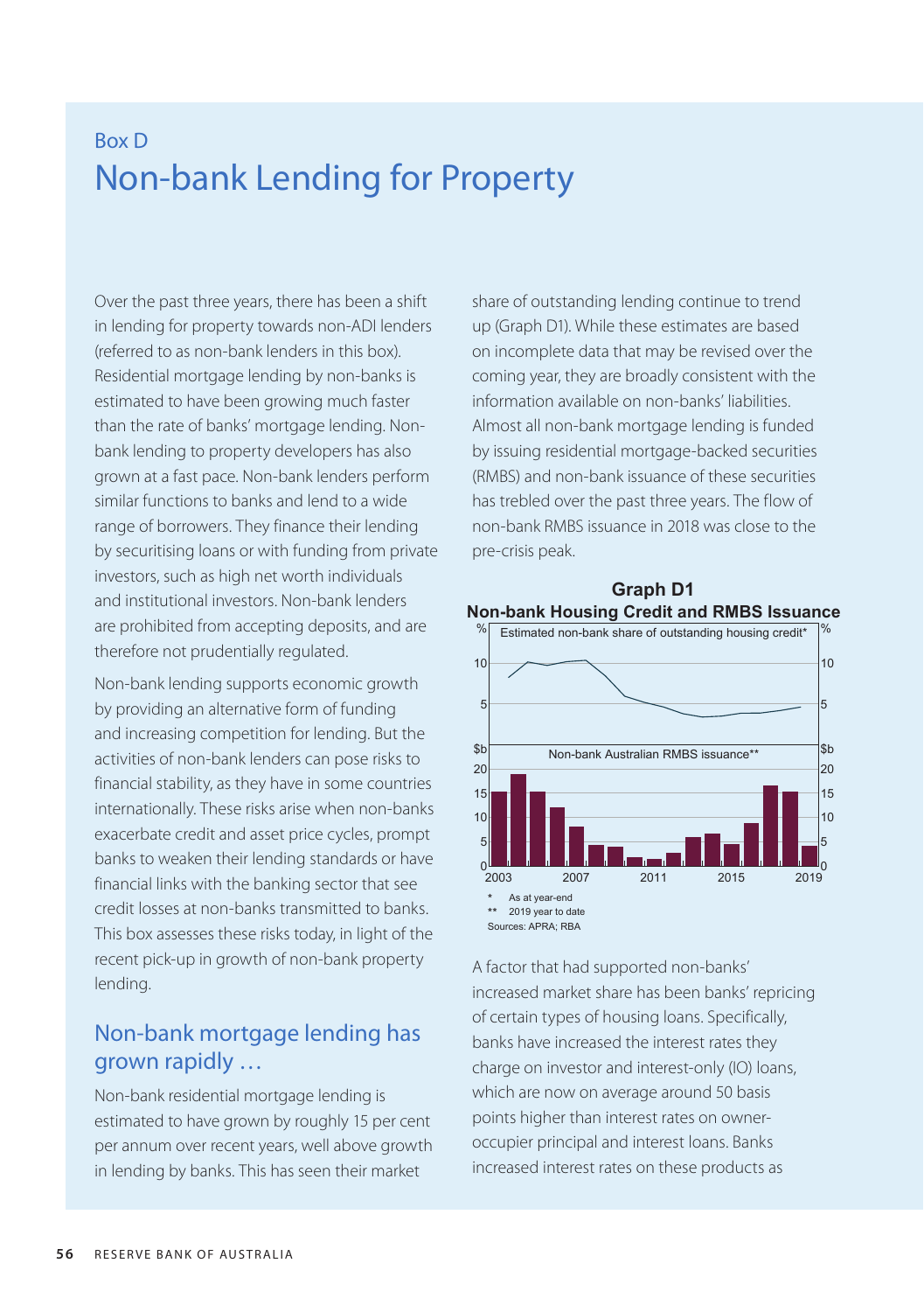Box D

# Non-bank Lending for Property

Over the past three years, there has been a shift in lending for property towards non-ADI lenders (referred to as non-bank lenders in this box). Residential mortgage lending by non-banks is estimated to have been growing much faster than the rate of banks' mortgage lending. Non-bank lending to property developers has also grown at a fast pace. Non-bank lenders perform similar functions to banks and lend to a wide range of borrowers. They finance their lending by securitising loans or with funding from private investors, such as high net worth individuals and institutional investors. Non-bank lenders are prohibited from accepting deposits, and are therefore not prudentially regulated.

Non-bank lending supports economic growth by providing an alternative form of funding and increasing competition for lending. But the activities of non-bank lenders can pose risks to financial stability, as they have in some countries internationally. These risks arise when non-banks exacerbate credit and asset price cycles, prompt banks to weaken their lending standards or have financial links with the banking sector that see credit losses at non-banks transmitted to banks. This box assesses these risks today, in light of the recent pick-up in growth of non-bank property lending.

## Non-bank mortgage lending has grown rapidly …

Non-bank residential mortgage lending is estimated to have grown by roughly 15 per cent per annum over recent years, well above growth in lending by banks. This has seen their market share of outstanding lending continue to trend up (Graph D1). While these estimates are based on incomplete data that may be revised over the coming year, they are broadly consistent with the information available on non-banks' liabilities. Almost all non-bank mortgage lending is funded by issuing residential mortgage-backed securities (RMBS) and non-bank issuance of these securities has trebled over the past three years. The flow of non-bank RMBS issuance in 2018 was close to the pre-crisis peak.

**Graph D1**
**Non-bank Housing Credit and RMBS Issuance**

Panels: Estimated non-bank share of outstanding housing credit* (%); Non-bank Australian RMBS issuance** ($b)

\* As at year-end
\*\* 2019 year to date
Sources: APRA; RBA

A factor that had supported non-banks' increased market share has been banks' repricing of certain types of housing loans. Specifically, banks have increased the interest rates they charge on investor and interest-only (IO) loans, which are now on average around 50 basis points higher than interest rates on owner-occupier principal and interest loans. Banks increased interest rates on these products as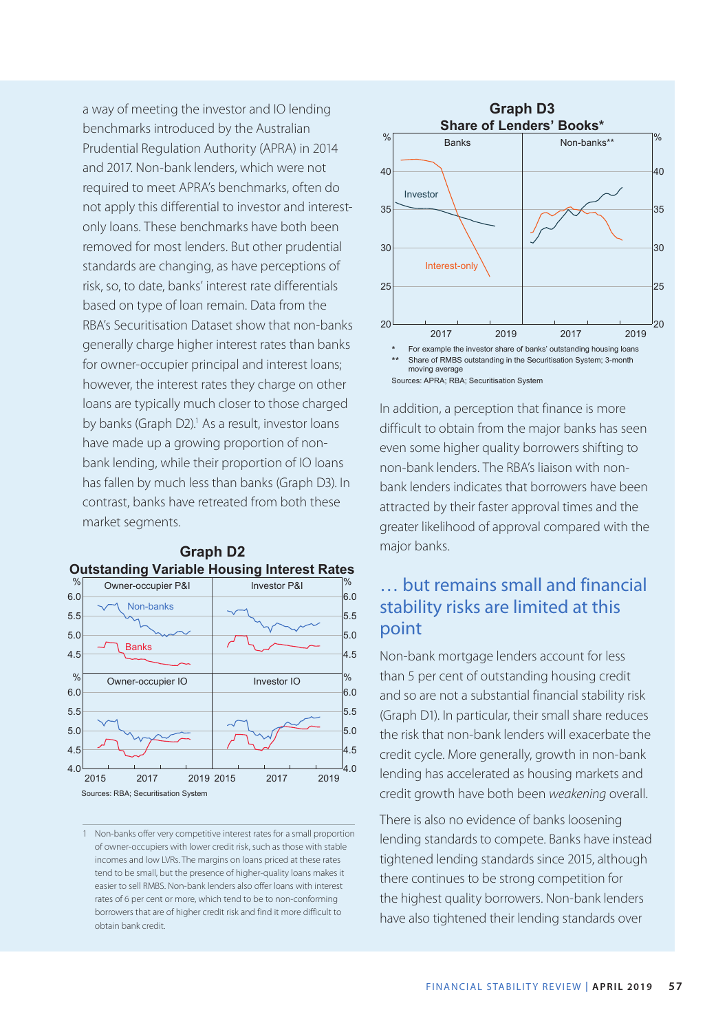a way of meeting the investor and IO lending benchmarks introduced by the Australian Prudential Regulation Authority (APRA) in 2014 and 2017. Non-bank lenders, which were not required to meet APRA's benchmarks, often do not apply this differential to investor and interest-only loans. These benchmarks have both been removed for most lenders. But other prudential standards are changing, as have perceptions of risk, so, to date, banks' interest rate differentials based on type of loan remain. Data from the RBA's Securitisation Dataset show that non-banks generally charge higher interest rates than banks for owner-occupier principal and interest loans; however, the interest rates they charge on other loans are typically much closer to those charged by banks (Graph D2).[1] As a result, investor loans have made up a growing proportion of non-bank lending, while their proportion of IO loans has fallen by much less than banks (Graph D3). In contrast, banks have retreated from both these market segments.

**Graph D2**
**Outstanding Variable Housing Interest Rates**

Sources: RBA; Securitisation System

**Graph D3**
**Share of Lenders' Books***

\* For example the investor share of banks' outstanding housing loans
\*\* Share of RMBS outstanding in the Securitisation System; 3-month moving average

Sources: APRA; RBA; Securitisation System

In addition, a perception that finance is more difficult to obtain from the major banks has seen even some higher quality borrowers shifting to non-bank lenders. The RBA's liaison with non-bank lenders indicates that borrowers have been attracted by their faster approval times and the greater likelihood of approval compared with the major banks.

## … but remains small and financial stability risks are limited at this point

Non-bank mortgage lenders account for less than 5 per cent of outstanding housing credit and so are not a substantial financial stability risk (Graph D1). In particular, their small share reduces the risk that non-bank lenders will exacerbate the credit cycle. More generally, growth in non-bank lending has accelerated as housing markets and credit growth have both been *weakening* overall.

There is also no evidence of banks loosening lending standards to compete. Banks have instead tightened lending standards since 2015, although there continues to be strong competition for the highest quality borrowers. Non-bank lenders have also tightened their lending standards over

---

1 Non-banks offer very competitive interest rates for a small proportion of owner-occupiers with lower credit risk, such as those with stable incomes and low LVRs. The margins on loans priced at these rates tend to be small, but the presence of higher-quality loans makes it easier to sell RMBS. Non-bank lenders also offer loans with interest rates of 6 per cent or more, which tend to be to non-conforming borrowers that are of higher credit risk and find it more difficult to obtain bank credit.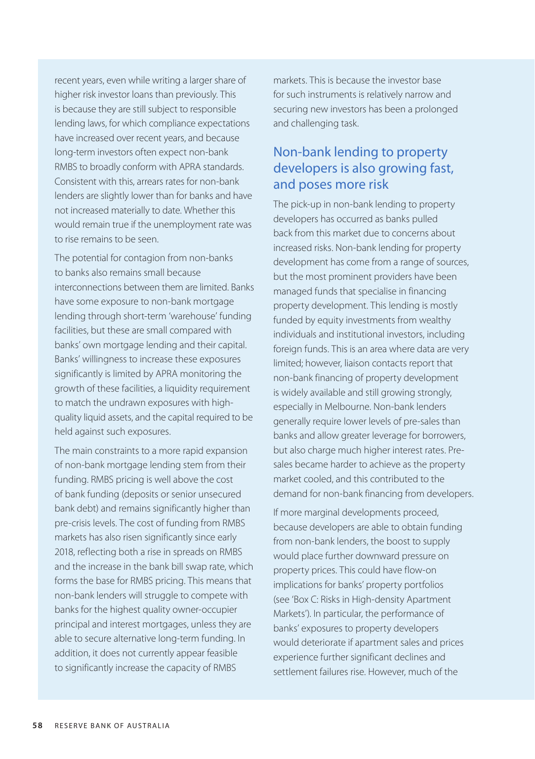recent years, even while writing a larger share of higher risk investor loans than previously. This is because they are still subject to responsible lending laws, for which compliance expectations have increased over recent years, and because long-term investors often expect non-bank RMBS to broadly conform with APRA standards. Consistent with this, arrears rates for non-bank lenders are slightly lower than for banks and have not increased materially to date. Whether this would remain true if the unemployment rate was to rise remains to be seen.

The potential for contagion from non-banks to banks also remains small because interconnections between them are limited. Banks have some exposure to non-bank mortgage lending through short-term 'warehouse' funding facilities, but these are small compared with banks' own mortgage lending and their capital. Banks' willingness to increase these exposures significantly is limited by APRA monitoring the growth of these facilities, a liquidity requirement to match the undrawn exposures with high-quality liquid assets, and the capital required to be held against such exposures.

The main constraints to a more rapid expansion of non-bank mortgage lending stem from their funding. RMBS pricing is well above the cost of bank funding (deposits or senior unsecured bank debt) and remains significantly higher than pre-crisis levels. The cost of funding from RMBS markets has also risen significantly since early 2018, reflecting both a rise in spreads on RMBS and the increase in the bank bill swap rate, which forms the base for RMBS pricing. This means that non-bank lenders will struggle to compete with banks for the highest quality owner-occupier principal and interest mortgages, unless they are able to secure alternative long-term funding. In addition, it does not currently appear feasible to significantly increase the capacity of RMBS markets. This is because the investor base for such instruments is relatively narrow and securing new investors has been a prolonged and challenging task.

## Non-bank lending to property developers is also growing fast, and poses more risk

The pick-up in non-bank lending to property developers has occurred as banks pulled back from this market due to concerns about increased risks. Non-bank lending for property development has come from a range of sources, but the most prominent providers have been managed funds that specialise in financing property development. This lending is mostly funded by equity investments from wealthy individuals and institutional investors, including foreign funds. This is an area where data are very limited; however, liaison contacts report that non-bank financing of property development is widely available and still growing strongly, especially in Melbourne. Non-bank lenders generally require lower levels of pre-sales than banks and allow greater leverage for borrowers, but also charge much higher interest rates. Pre-sales became harder to achieve as the property market cooled, and this contributed to the demand for non-bank financing from developers.

If more marginal developments proceed, because developers are able to obtain funding from non-bank lenders, the boost to supply would place further downward pressure on property prices. This could have flow-on implications for banks' property portfolios (see 'Box C: Risks in High-density Apartment Markets'). In particular, the performance of banks' exposures to property developers would deteriorate if apartment sales and prices experience further significant declines and settlement failures rise. However, much of the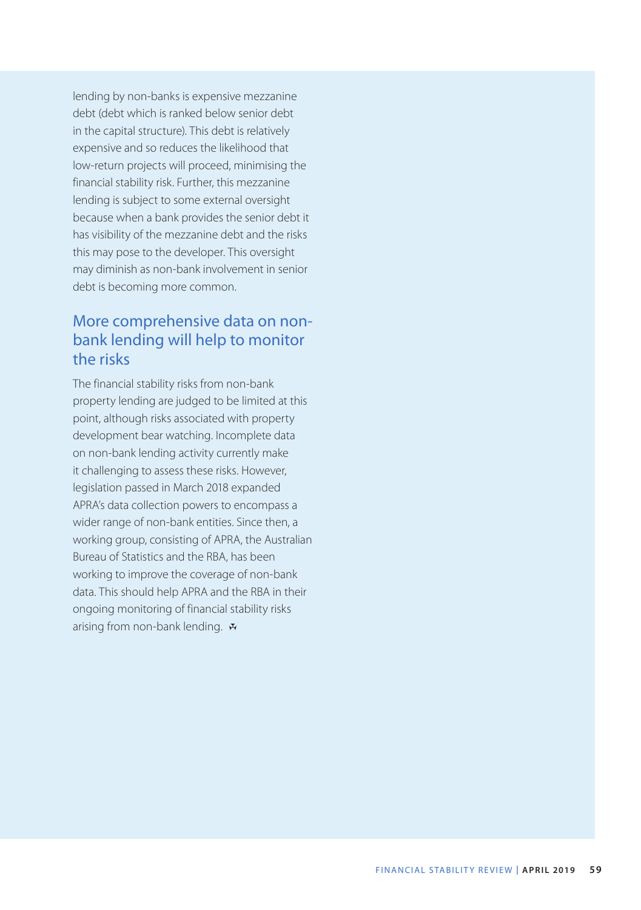lending by non-banks is expensive mezzanine debt (debt which is ranked below senior debt in the capital structure). This debt is relatively expensive and so reduces the likelihood that low-return projects will proceed, minimising the financial stability risk. Further, this mezzanine lending is subject to some external oversight because when a bank provides the senior debt it has visibility of the mezzanine debt and the risks this may pose to the developer. This oversight may diminish as non-bank involvement in senior debt is becoming more common.

## More comprehensive data on non-bank lending will help to monitor the risks

The financial stability risks from non-bank property lending are judged to be limited at this point, although risks associated with property development bear watching. Incomplete data on non-bank lending activity currently make it challenging to assess these risks. However, legislation passed in March 2018 expanded APRA's data collection powers to encompass a wider range of non-bank entities. Since then, a working group, consisting of APRA, the Australian Bureau of Statistics and the RBA, has been working to improve the coverage of non-bank data. This should help APRA and the RBA in their ongoing monitoring of financial stability risks arising from non-bank lending.